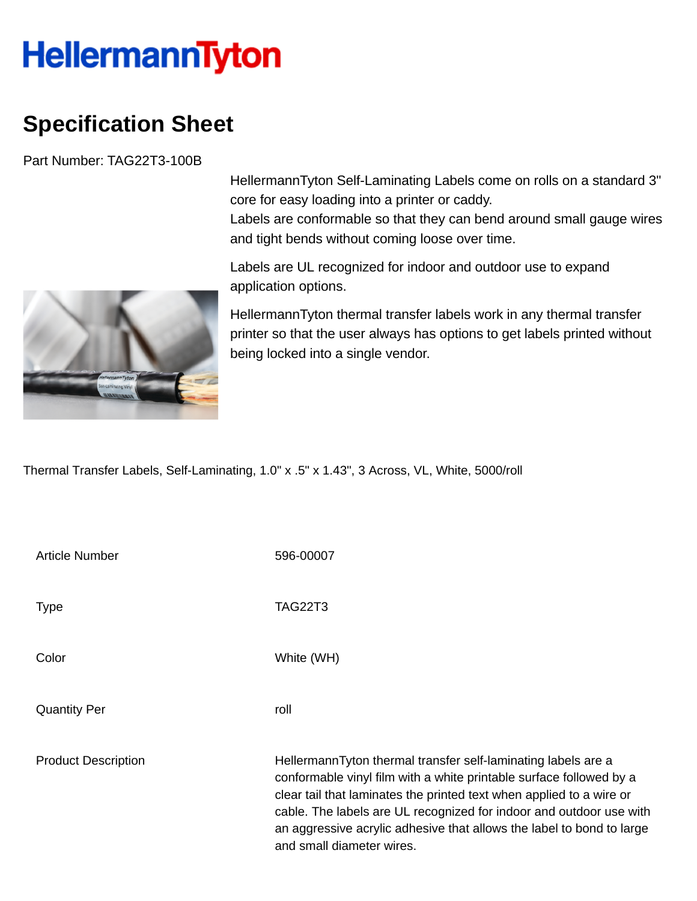# HellermannTyton

## Specification Sheet

Part Number: TAG22T3-100B

HellermannTyton Self-Laminating Labels come on rolls on a standard 3" core for easy loading into a printer or caddy.
Labels are conformable so that they can bend around small gauge wires and tight bends without coming loose over time.

Labels are UL recognized for indoor and outdoor use to expand application options.

HellermannTyton thermal transfer labels work in any thermal transfer printer so that the user always has options to get labels printed without being locked into a single vendor.

Thermal Transfer Labels, Self-Laminating, 1.0" x .5" x 1.43", 3 Across, VL, White, 5000/roll

| | |
|---|---|
| Article Number | 596-00007 |
| Type | TAG22T3 |
| Color | White (WH) |
| Quantity Per | roll |
| Product Description | HellermannTyton thermal transfer self-laminating labels are a conformable vinyl film with a white printable surface followed by a clear tail that laminates the printed text when applied to a wire or cable. The labels are UL recognized for indoor and outdoor use with an aggressive acrylic adhesive that allows the label to bond to large and small diameter wires. |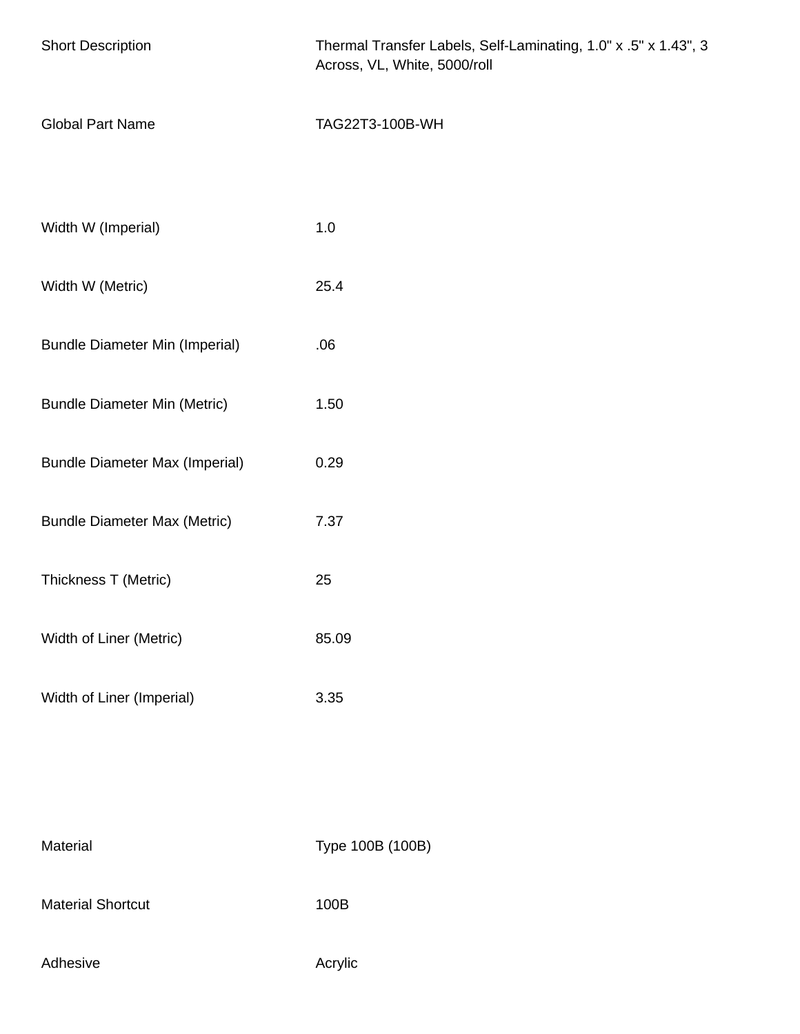| | |
|---|---|
| Short Description | Thermal Transfer Labels, Self-Laminating, 1.0" x .5" x 1.43", 3 Across, VL, White, 5000/roll |
| Global Part Name | TAG22T3-100B-WH |

| | |
|---|---|
| Width W (Imperial) | 1.0 |
| Width W (Metric) | 25.4 |
| Bundle Diameter Min (Imperial) | .06 |
| Bundle Diameter Min (Metric) | 1.50 |
| Bundle Diameter Max (Imperial) | 0.29 |
| Bundle Diameter Max (Metric) | 7.37 |
| Thickness T (Metric) | 25 |
| Width of Liner (Metric) | 85.09 |
| Width of Liner (Imperial) | 3.35 |

| | |
|---|---|
| Material | Type 100B (100B) |
| Material Shortcut | 100B |
| Adhesive | Acrylic |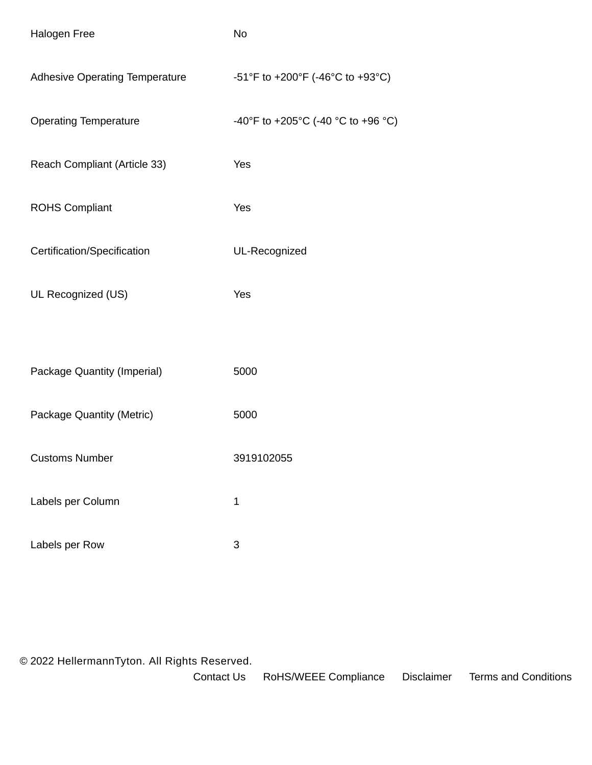| | |
|---|---|
| Halogen Free | No |
| Adhesive Operating Temperature | -51°F to +200°F (-46°C to +93°C) |
| Operating Temperature | -40°F to +205°C (-40 °C to +96 °C) |
| Reach Compliant (Article 33) | Yes |
| ROHS Compliant | Yes |
| Certification/Specification | UL-Recognized |
| UL Recognized (US) | Yes |

| | |
|---|---|
| Package Quantity (Imperial) | 5000 |
| Package Quantity (Metric) | 5000 |
| Customs Number | 3919102055 |
| Labels per Column | 1 |
| Labels per Row | 3 |

© 2022 HellermannTyton. All Rights Reserved.

Contact Us RoHS/WEEE Compliance Disclaimer Terms and Conditions